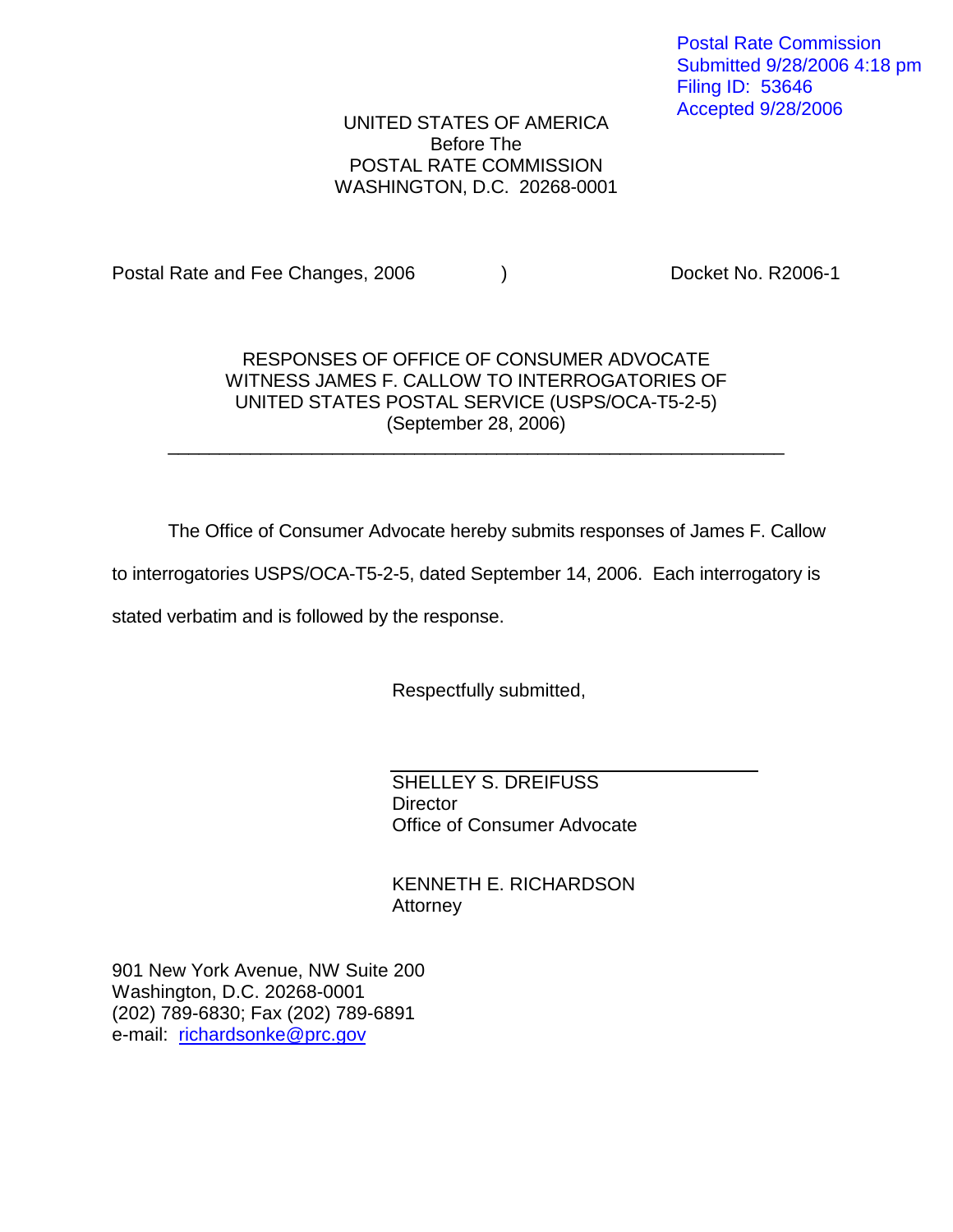Postal Rate Commission
Submitted 9/28/2006 4:18 pm
Filing ID: 53646
Accepted 9/28/2006

UNITED STATES OF AMERICA
Before The
POSTAL RATE COMMISSION
WASHINGTON, D.C. 20268-0001

Postal Rate and Fee Changes, 2006 ) Docket No. R2006-1

RESPONSES OF OFFICE OF CONSUMER ADVOCATE
WITNESS JAMES F. CALLOW TO INTERROGATORIES OF
UNITED STATES POSTAL SERVICE (USPS/OCA-T5-2-5)
(September 28, 2006)

---

The Office of Consumer Advocate hereby submits responses of James F. Callow to interrogatories USPS/OCA-T5-2-5, dated September 14, 2006. Each interrogatory is stated verbatim and is followed by the response.

Respectfully submitted,

SHELLEY S. DREIFUSS
Director
Office of Consumer Advocate

KENNETH E. RICHARDSON
Attorney

901 New York Avenue, NW Suite 200
Washington, D.C. 20268-0001
(202) 789-6830; Fax (202) 789-6891
e-mail: richardsonke@prc.gov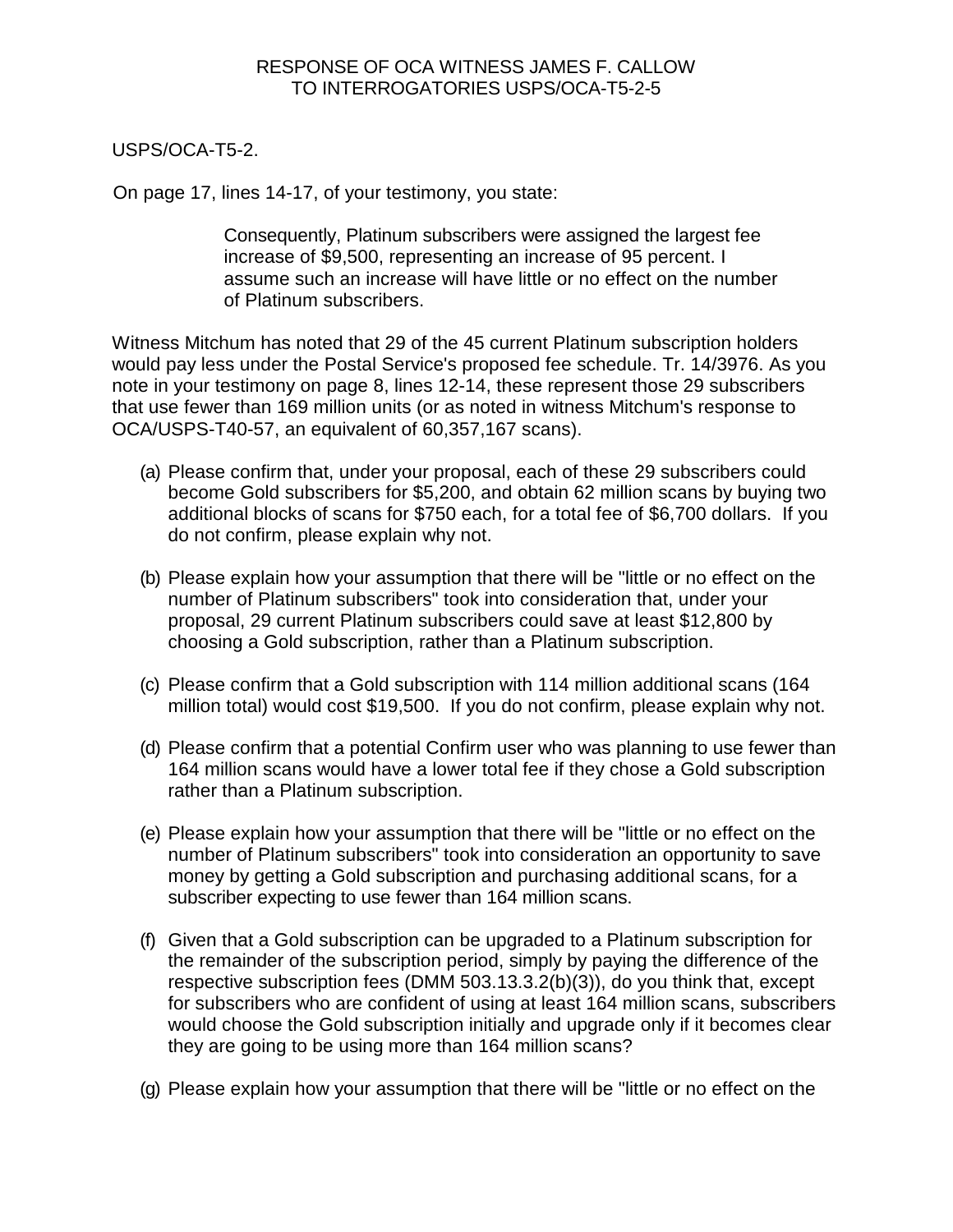RESPONSE OF OCA WITNESS JAMES F. CALLOW
TO INTERROGATORIES USPS/OCA-T5-2-5

USPS/OCA-T5-2.

On page 17, lines 14-17, of your testimony, you state:

> Consequently, Platinum subscribers were assigned the largest fee increase of $9,500, representing an increase of 95 percent. I assume such an increase will have little or no effect on the number of Platinum subscribers.

Witness Mitchum has noted that 29 of the 45 current Platinum subscription holders would pay less under the Postal Service's proposed fee schedule. Tr. 14/3976. As you note in your testimony on page 8, lines 12-14, these represent those 29 subscribers that use fewer than 169 million units (or as noted in witness Mitchum's response to OCA/USPS-T40-57, an equivalent of 60,357,167 scans).

(a) Please confirm that, under your proposal, each of these 29 subscribers could become Gold subscribers for $5,200, and obtain 62 million scans by buying two additional blocks of scans for $750 each, for a total fee of $6,700 dollars. If you do not confirm, please explain why not.

(b) Please explain how your assumption that there will be "little or no effect on the number of Platinum subscribers" took into consideration that, under your proposal, 29 current Platinum subscribers could save at least $12,800 by choosing a Gold subscription, rather than a Platinum subscription.

(c) Please confirm that a Gold subscription with 114 million additional scans (164 million total) would cost $19,500. If you do not confirm, please explain why not.

(d) Please confirm that a potential Confirm user who was planning to use fewer than 164 million scans would have a lower total fee if they chose a Gold subscription rather than a Platinum subscription.

(e) Please explain how your assumption that there will be "little or no effect on the number of Platinum subscribers" took into consideration an opportunity to save money by getting a Gold subscription and purchasing additional scans, for a subscriber expecting to use fewer than 164 million scans.

(f) Given that a Gold subscription can be upgraded to a Platinum subscription for the remainder of the subscription period, simply by paying the difference of the respective subscription fees (DMM 503.13.3.2(b)(3)), do you think that, except for subscribers who are confident of using at least 164 million scans, subscribers would choose the Gold subscription initially and upgrade only if it becomes clear they are going to be using more than 164 million scans?

(g) Please explain how your assumption that there will be "little or no effect on the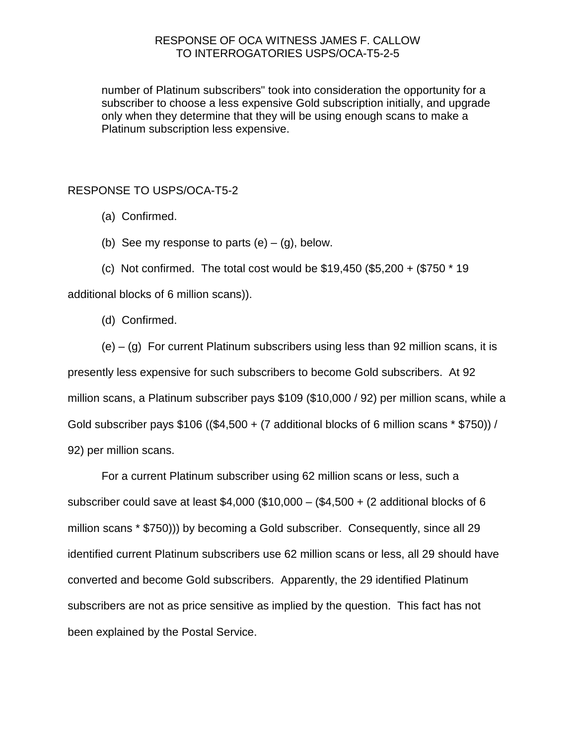number of Platinum subscribers" took into consideration the opportunity for a subscriber to choose a less expensive Gold subscription initially, and upgrade only when they determine that they will be using enough scans to make a Platinum subscription less expensive.

RESPONSE TO USPS/OCA-T5-2

(a) Confirmed.

(b) See my response to parts (e) – (g), below.

(c) Not confirmed. The total cost would be $19,450 ($5,200 + ($750 * 19 additional blocks of 6 million scans)).

(d) Confirmed.

(e) – (g) For current Platinum subscribers using less than 92 million scans, it is presently less expensive for such subscribers to become Gold subscribers. At 92 million scans, a Platinum subscriber pays $109 ($10,000 / 92) per million scans, while a Gold subscriber pays $106 (($4,500 + (7 additional blocks of 6 million scans * $750)) / 92) per million scans.

For a current Platinum subscriber using 62 million scans or less, such a subscriber could save at least $4,000 ($10,000 – ($4,500 + (2 additional blocks of 6 million scans * $750))) by becoming a Gold subscriber. Consequently, since all 29 identified current Platinum subscribers use 62 million scans or less, all 29 should have converted and become Gold subscribers. Apparently, the 29 identified Platinum subscribers are not as price sensitive as implied by the question. This fact has not been explained by the Postal Service.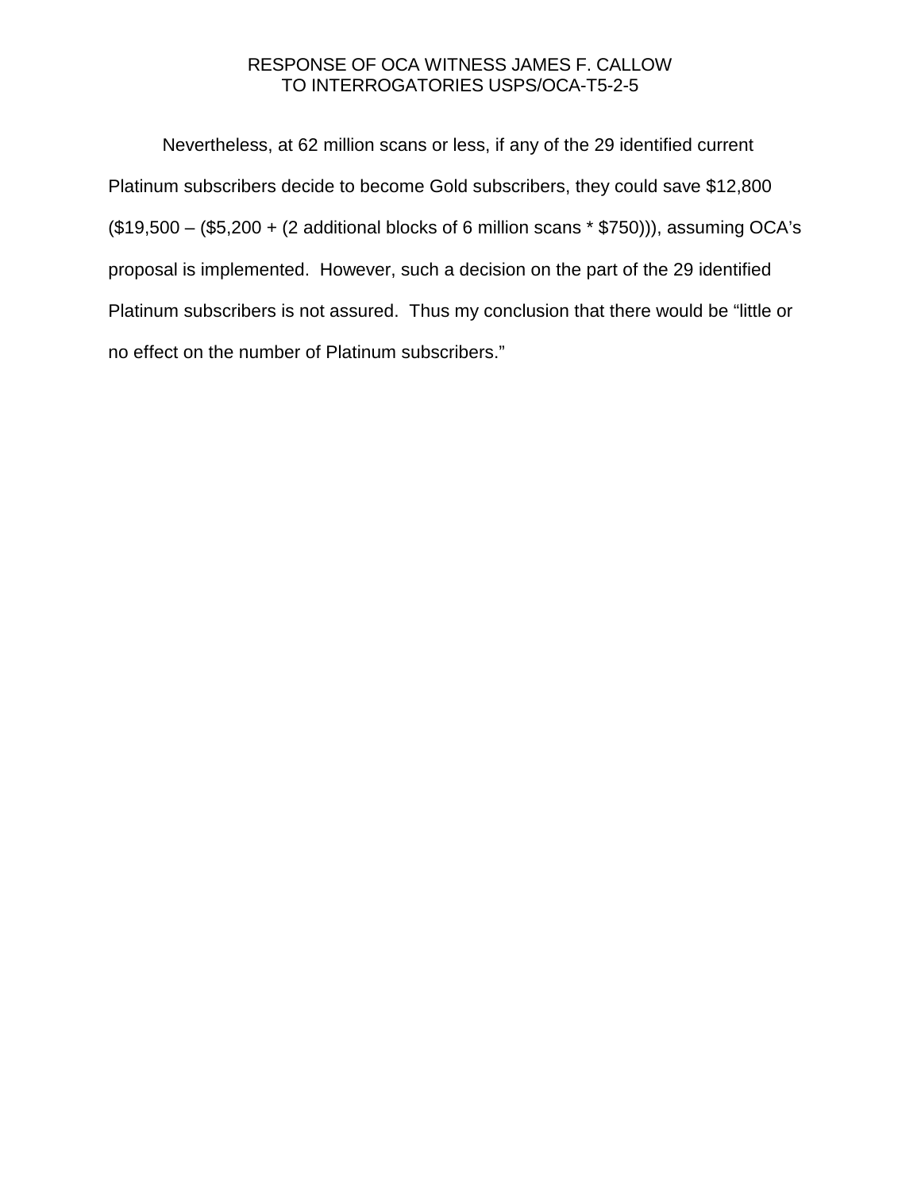RESPONSE OF OCA WITNESS JAMES F. CALLOW
TO INTERROGATORIES USPS/OCA-T5-2-5

Nevertheless, at 62 million scans or less, if any of the 29 identified current Platinum subscribers decide to become Gold subscribers, they could save $12,800 ($19,500 – ($5,200 + (2 additional blocks of 6 million scans * $750))), assuming OCA's proposal is implemented. However, such a decision on the part of the 29 identified Platinum subscribers is not assured. Thus my conclusion that there would be "little or no effect on the number of Platinum subscribers."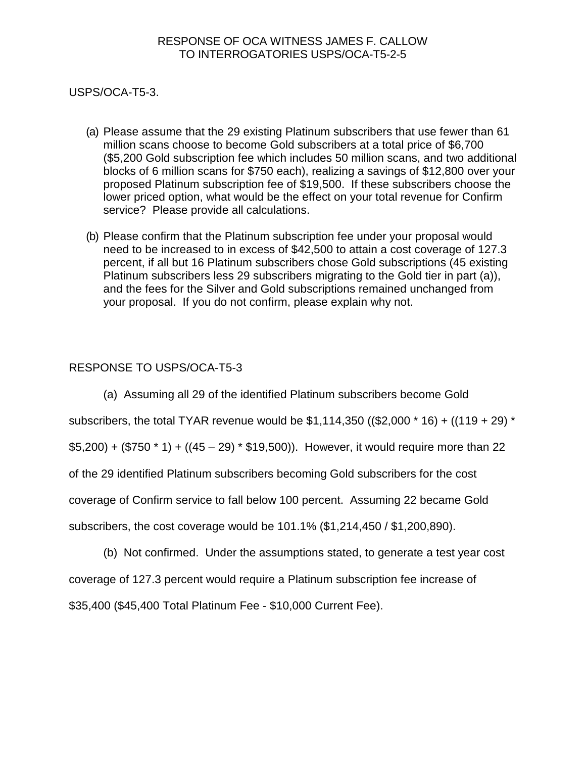RESPONSE OF OCA WITNESS JAMES F. CALLOW
TO INTERROGATORIES USPS/OCA-T5-2-5

USPS/OCA-T5-3.

(a) Please assume that the 29 existing Platinum subscribers that use fewer than 61 million scans choose to become Gold subscribers at a total price of $6,700 ($5,200 Gold subscription fee which includes 50 million scans, and two additional blocks of 6 million scans for $750 each), realizing a savings of $12,800 over your proposed Platinum subscription fee of $19,500. If these subscribers choose the lower priced option, what would be the effect on your total revenue for Confirm service? Please provide all calculations.

(b) Please confirm that the Platinum subscription fee under your proposal would need to be increased to in excess of $42,500 to attain a cost coverage of 127.3 percent, if all but 16 Platinum subscribers chose Gold subscriptions (45 existing Platinum subscribers less 29 subscribers migrating to the Gold tier in part (a)), and the fees for the Silver and Gold subscriptions remained unchanged from your proposal. If you do not confirm, please explain why not.

RESPONSE TO USPS/OCA-T5-3

(a) Assuming all 29 of the identified Platinum subscribers become Gold subscribers, the total TYAR revenue would be $1,114,350 (($2,000 * 16) + ((119 + 29) * $5,200) + ($750 * 1) + ((45 – 29) * $19,500)). However, it would require more than 22 of the 29 identified Platinum subscribers becoming Gold subscribers for the cost coverage of Confirm service to fall below 100 percent. Assuming 22 became Gold subscribers, the cost coverage would be 101.1% ($1,214,450 / $1,200,890).

(b) Not confirmed. Under the assumptions stated, to generate a test year cost coverage of 127.3 percent would require a Platinum subscription fee increase of $35,400 ($45,400 Total Platinum Fee - $10,000 Current Fee).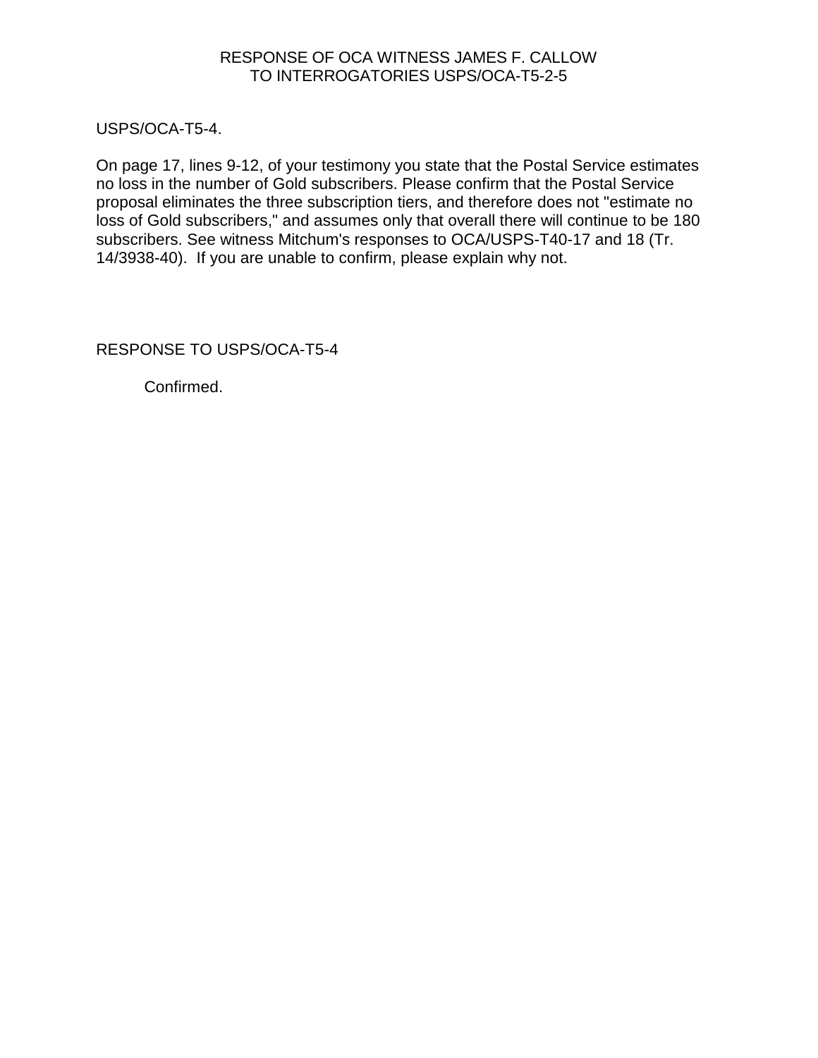RESPONSE OF OCA WITNESS JAMES F. CALLOW
TO INTERROGATORIES USPS/OCA-T5-2-5

USPS/OCA-T5-4.

On page 17, lines 9-12, of your testimony you state that the Postal Service estimates no loss in the number of Gold subscribers. Please confirm that the Postal Service proposal eliminates the three subscription tiers, and therefore does not "estimate no loss of Gold subscribers," and assumes only that overall there will continue to be 180 subscribers. See witness Mitchum's responses to OCA/USPS-T40-17 and 18 (Tr. 14/3938-40). If you are unable to confirm, please explain why not.

RESPONSE TO USPS/OCA-T5-4

Confirmed.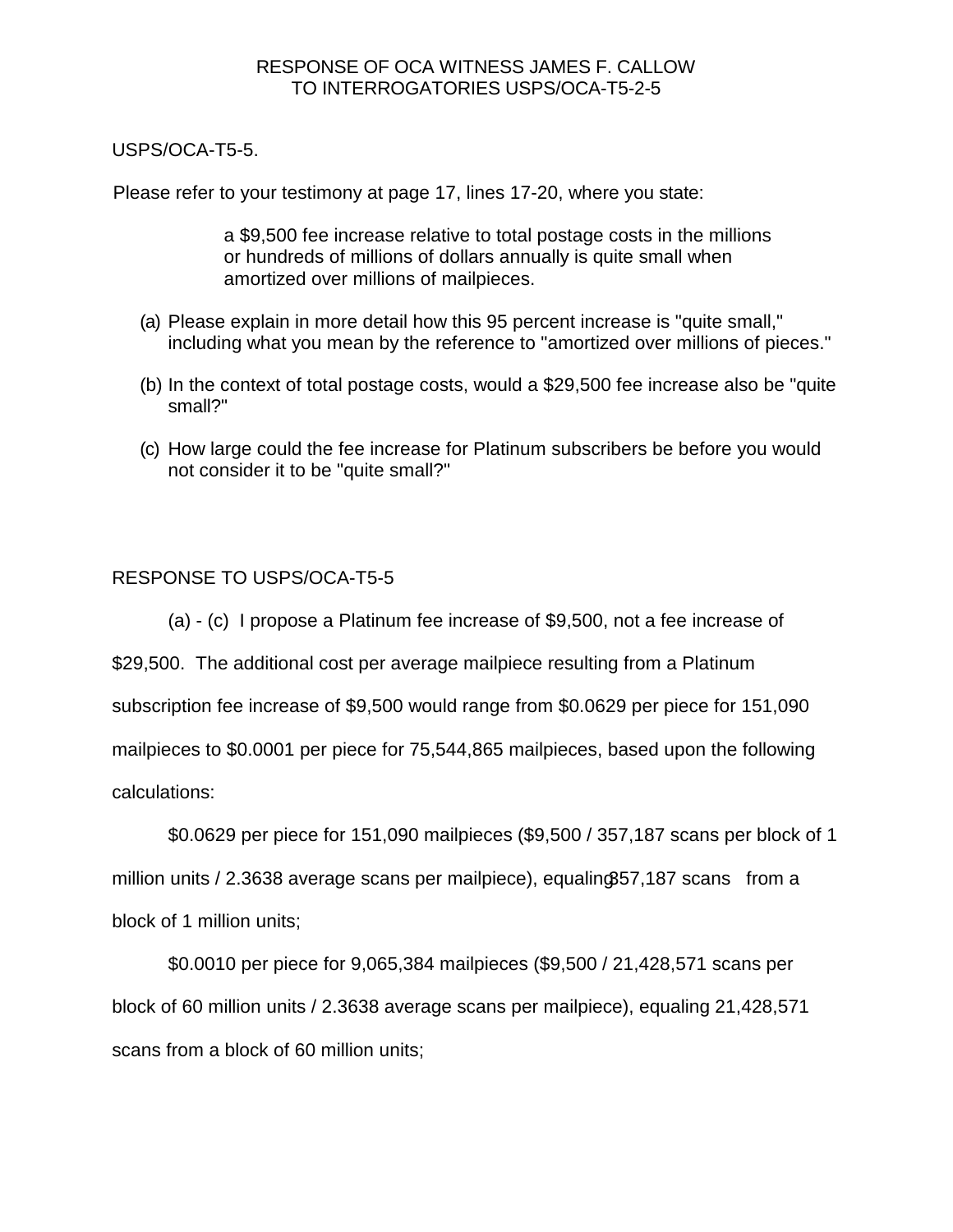RESPONSE OF OCA WITNESS JAMES F. CALLOW
TO INTERROGATORIES USPS/OCA-T5-2-5

USPS/OCA-T5-5.

Please refer to your testimony at page 17, lines 17-20, where you state:

> a $9,500 fee increase relative to total postage costs in the millions or hundreds of millions of dollars annually is quite small when amortized over millions of mailpieces.

(a) Please explain in more detail how this 95 percent increase is "quite small," including what you mean by the reference to "amortized over millions of pieces."

(b) In the context of total postage costs, would a $29,500 fee increase also be "quite small?"

(c) How large could the fee increase for Platinum subscribers be before you would not consider it to be "quite small?"

RESPONSE TO USPS/OCA-T5-5

(a) - (c) I propose a Platinum fee increase of $9,500, not a fee increase of $29,500. The additional cost per average mailpiece resulting from a Platinum subscription fee increase of $9,500 would range from $0.0629 per piece for 151,090 mailpieces to $0.0001 per piece for 75,544,865 mailpieces, based upon the following calculations:

$0.0629 per piece for 151,090 mailpieces ($9,500 / 357,187 scans per block of 1 million units / 2.3638 average scans per mailpiece), equaling 357,187 scans from a block of 1 million units;

$0.0010 per piece for 9,065,384 mailpieces ($9,500 / 21,428,571 scans per block of 60 million units / 2.3638 average scans per mailpiece), equaling 21,428,571 scans from a block of 60 million units;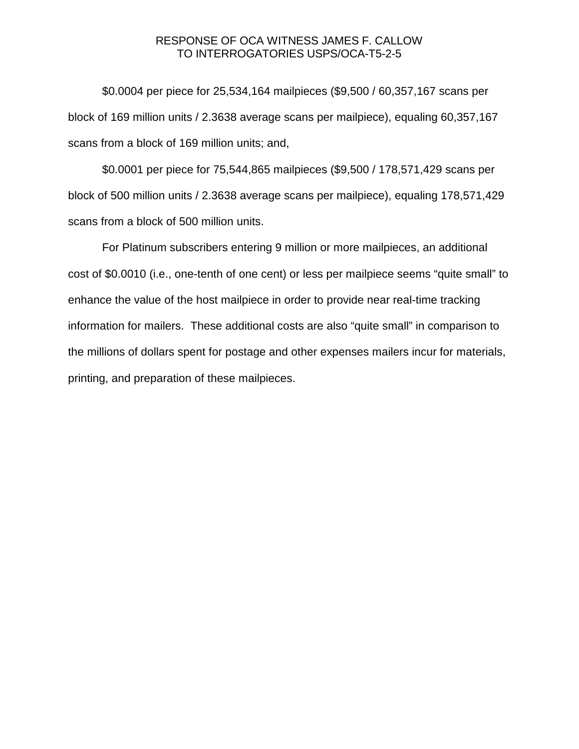$0.0004 per piece for 25,534,164 mailpieces ($9,500 / 60,357,167 scans per block of 169 million units / 2.3638 average scans per mailpiece), equaling 60,357,167 scans from a block of 169 million units; and,

$0.0001 per piece for 75,544,865 mailpieces ($9,500 / 178,571,429 scans per block of 500 million units / 2.3638 average scans per mailpiece), equaling 178,571,429 scans from a block of 500 million units.

For Platinum subscribers entering 9 million or more mailpieces, an additional cost of $0.0010 (i.e., one-tenth of one cent) or less per mailpiece seems "quite small" to enhance the value of the host mailpiece in order to provide near real-time tracking information for mailers. These additional costs are also "quite small" in comparison to the millions of dollars spent for postage and other expenses mailers incur for materials, printing, and preparation of these mailpieces.